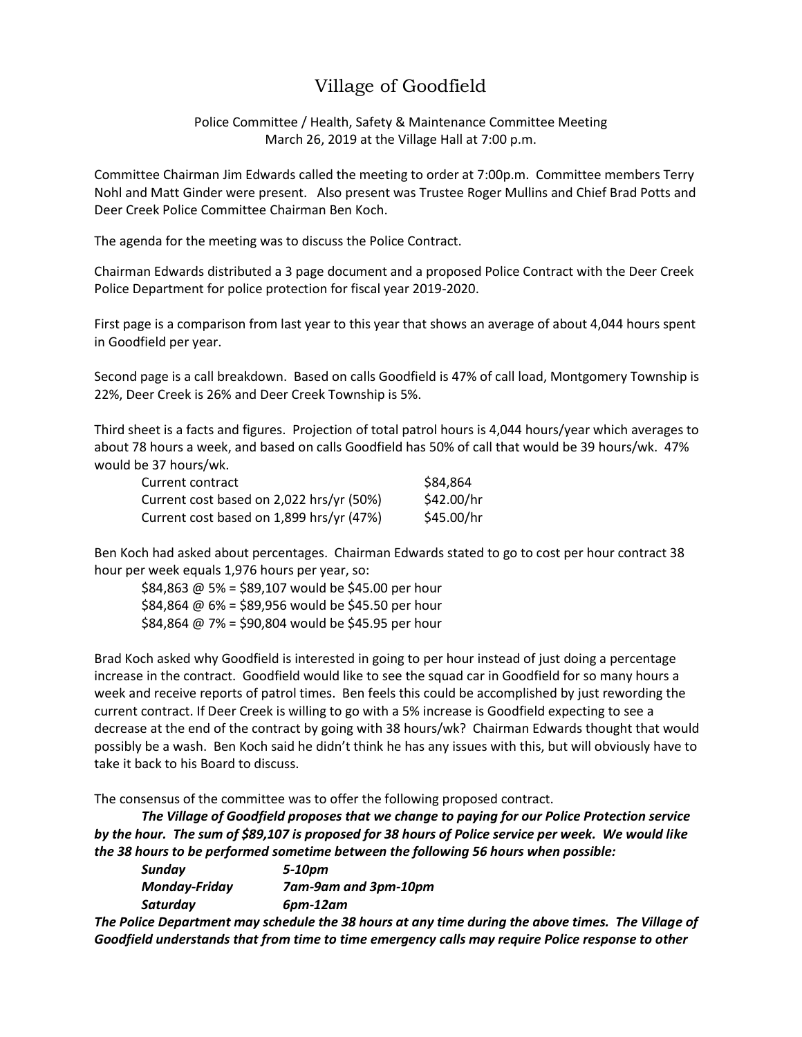# Village of Goodfield

Police Committee / Health, Safety & Maintenance Committee Meeting
March 26, 2019 at the Village Hall at 7:00 p.m.

Committee Chairman Jim Edwards called the meeting to order at 7:00p.m. Committee members Terry Nohl and Matt Ginder were present. Also present was Trustee Roger Mullins and Chief Brad Potts and Deer Creek Police Committee Chairman Ben Koch.

The agenda for the meeting was to discuss the Police Contract.

Chairman Edwards distributed a 3 page document and a proposed Police Contract with the Deer Creek Police Department for police protection for fiscal year 2019-2020.

First page is a comparison from last year to this year that shows an average of about 4,044 hours spent in Goodfield per year.

Second page is a call breakdown. Based on calls Goodfield is 47% of call load, Montgomery Township is 22%, Deer Creek is 26% and Deer Creek Township is 5%.

Third sheet is a facts and figures. Projection of total patrol hours is 4,044 hours/year which averages to about 78 hours a week, and based on calls Goodfield has 50% of call that would be 39 hours/wk. 47% would be 37 hours/wk.

| | |
|---|---|
| Current contract | $84,864 |
| Current cost based on 2,022 hrs/yr (50%) | $42.00/hr |
| Current cost based on 1,899 hrs/yr (47%) | $45.00/hr |

Ben Koch had asked about percentages. Chairman Edwards stated to go to cost per hour contract 38 hour per week equals 1,976 hours per year, so:

$84,863 @ 5% = $89,107 would be $45.00 per hour
$84,864 @ 6% = $89,956 would be $45.50 per hour
$84,864 @ 7% = $90,804 would be $45.95 per hour

Brad Koch asked why Goodfield is interested in going to per hour instead of just doing a percentage increase in the contract. Goodfield would like to see the squad car in Goodfield for so many hours a week and receive reports of patrol times. Ben feels this could be accomplished by just rewording the current contract. If Deer Creek is willing to go with a 5% increase is Goodfield expecting to see a decrease at the end of the contract by going with 38 hours/wk? Chairman Edwards thought that would possibly be a wash. Ben Koch said he didn't think he has any issues with this, but will obviously have to take it back to his Board to discuss.

The consensus of the committee was to offer the following proposed contract.

***The Village of Goodfield proposes that we change to paying for our Police Protection service by the hour. The sum of $89,107 is proposed for 38 hours of Police service per week. We would like the 38 hours to be performed sometime between the following 56 hours when possible:***

| | |
|---|---|
| ***Sunday*** | ***5-10pm*** |
| ***Monday-Friday*** | ***7am-9am and 3pm-10pm*** |
| ***Saturday*** | ***6pm-12am*** |

***The Police Department may schedule the 38 hours at any time during the above times. The Village of Goodfield understands that from time to time emergency calls may require Police response to other***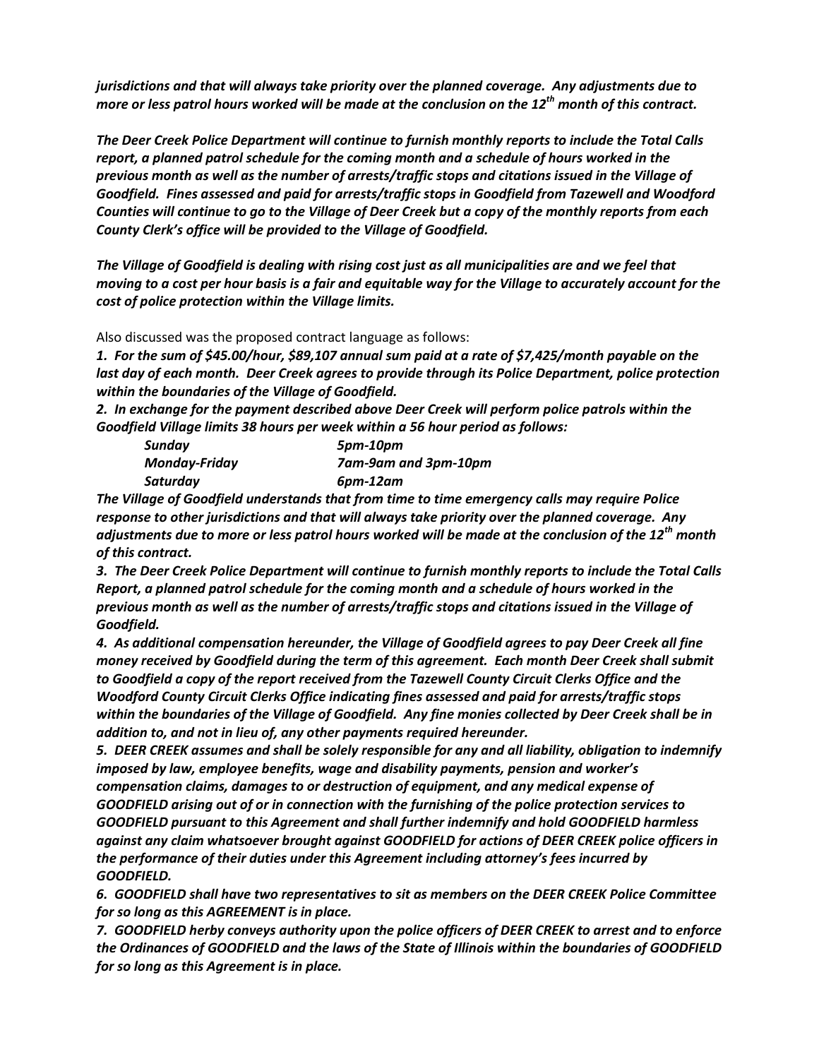*jurisdictions and that will always take priority over the planned coverage. Any adjustments due to more or less patrol hours worked will be made at the conclusion on the 12th month of this contract.*

*The Deer Creek Police Department will continue to furnish monthly reports to include the Total Calls report, a planned patrol schedule for the coming month and a schedule of hours worked in the previous month as well as the number of arrests/traffic stops and citations issued in the Village of Goodfield. Fines assessed and paid for arrests/traffic stops in Goodfield from Tazewell and Woodford Counties will continue to go to the Village of Deer Creek but a copy of the monthly reports from each County Clerk's office will be provided to the Village of Goodfield.*

*The Village of Goodfield is dealing with rising cost just as all municipalities are and we feel that moving to a cost per hour basis is a fair and equitable way for the Village to accurately account for the cost of police protection within the Village limits.*

Also discussed was the proposed contract language as follows:

***1. For the sum of $45.00/hour, $89,107 annual sum paid at a rate of $7,425/month payable on the last day of each month. Deer Creek agrees to provide through its Police Department, police protection within the boundaries of the Village of Goodfield.***

***2. In exchange for the payment described above Deer Creek will perform police patrols within the Goodfield Village limits 38 hours per week within a 56 hour period as follows:***

| | |
|---|---|
| ***Sunday*** | ***5pm-10pm*** |
| ***Monday-Friday*** | ***7am-9am and 3pm-10pm*** |
| ***Saturday*** | ***6pm-12am*** |

***The Village of Goodfield understands that from time to time emergency calls may require Police response to other jurisdictions and that will always take priority over the planned coverage. Any adjustments due to more or less patrol hours worked will be made at the conclusion of the 12th month of this contract.***

***3. The Deer Creek Police Department will continue to furnish monthly reports to include the Total Calls Report, a planned patrol schedule for the coming month and a schedule of hours worked in the previous month as well as the number of arrests/traffic stops and citations issued in the Village of Goodfield.***

***4. As additional compensation hereunder, the Village of Goodfield agrees to pay Deer Creek all fine money received by Goodfield during the term of this agreement. Each month Deer Creek shall submit to Goodfield a copy of the report received from the Tazewell County Circuit Clerks Office and the Woodford County Circuit Clerks Office indicating fines assessed and paid for arrests/traffic stops within the boundaries of the Village of Goodfield. Any fine monies collected by Deer Creek shall be in addition to, and not in lieu of, any other payments required hereunder.***

***5. DEER CREEK assumes and shall be solely responsible for any and all liability, obligation to indemnify imposed by law, employee benefits, wage and disability payments, pension and worker's compensation claims, damages to or destruction of equipment, and any medical expense of GOODFIELD arising out of or in connection with the furnishing of the police protection services to GOODFIELD pursuant to this Agreement and shall further indemnify and hold GOODFIELD harmless against any claim whatsoever brought against GOODFIELD for actions of DEER CREEK police officers in the performance of their duties under this Agreement including attorney's fees incurred by GOODFIELD.***

***6. GOODFIELD shall have two representatives to sit as members on the DEER CREEK Police Committee for so long as this AGREEMENT is in place.***

***7. GOODFIELD herby conveys authority upon the police officers of DEER CREEK to arrest and to enforce the Ordinances of GOODFIELD and the laws of the State of Illinois within the boundaries of GOODFIELD for so long as this Agreement is in place.***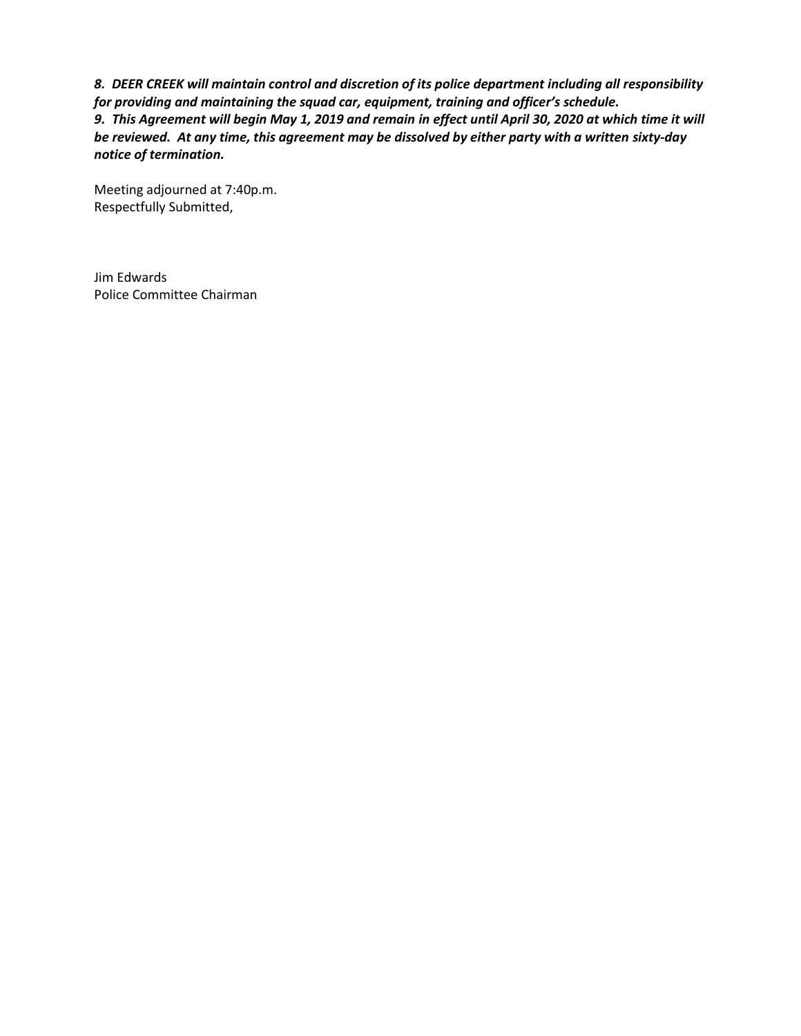***8. DEER CREEK will maintain control and discretion of its police department including all responsibility for providing and maintaining the squad car, equipment, training and officer's schedule.***
***9. This Agreement will begin May 1, 2019 and remain in effect until April 30, 2020 at which time it will be reviewed. At any time, this agreement may be dissolved by either party with a written sixty-day notice of termination.***

Meeting adjourned at 7:40p.m.
Respectfully Submitted,

Jim Edwards
Police Committee Chairman